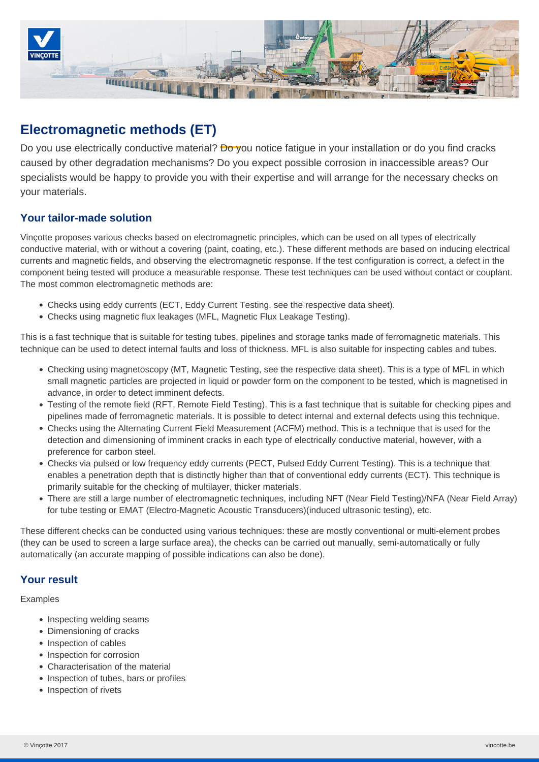# Electromagnetic methods (ET)

Do you use electrically conductive material? Do you notice fatigue in your installation or do you find cracks caused by other degradation mechanisms? Do you expect possible corrosion in inaccessible areas? Our specialists would be happy to provide you with their expertise and will arrange for the necessary checks on your materials.

## Your tailor-made solution

Vinçotte proposes various checks based on electromagnetic principles, which can be used on all types of electrically conductive material, with or without a covering (paint, coating, etc.). These different methods are based on inducing electrical currents and magnetic fields, and observing the electromagnetic response. If the test configuration is correct, a defect in the component being tested will produce a measurable response. These test techniques can be used without contact or couplant. The most common electromagnetic methods are:

- Checks using eddy currents (ECT, Eddy Current Testing, see the respective data sheet).
- Checks using magnetic flux leakages (MFL, Magnetic Flux Leakage Testing).

This is a fast technique that is suitable for testing tubes, pipelines and storage tanks made of ferromagnetic materials. This technique can be used to detect internal faults and loss of thickness. MFL is also suitable for inspecting cables and tubes.

- Checking using magnetoscopy (MT, Magnetic Testing, see the respective data sheet). This is a type of MFL in which small magnetic particles are projected in liquid or powder form on the component to be tested, which is magnetised in advance, in order to detect imminent defects.
- Testing of the remote field (RFT, Remote Field Testing). This is a fast technique that is suitable for checking pipes and pipelines made of ferromagnetic materials. It is possible to detect internal and external defects using this technique.
- Checks using the Alternating Current Field Measurement (ACFM) method. This is a technique that is used for the detection and dimensioning of imminent cracks in each type of electrically conductive material, however, with a preference for carbon steel.
- Checks via pulsed or low frequency eddy currents (PECT, Pulsed Eddy Current Testing). This is a technique that enables a penetration depth that is distinctly higher than that of conventional eddy currents (ECT). This technique is primarily suitable for the checking of multilayer, thicker materials.
- There are still a large number of electromagnetic techniques, including NFT (Near Field Testing)/NFA (Near Field Array) for tube testing or EMAT (Electro-Magnetic Acoustic Transducers)(induced ultrasonic testing), etc.

These different checks can be conducted using various techniques: these are mostly conventional or multi-element probes (they can be used to screen a large surface area), the checks can be carried out manually, semi-automatically or fully automatically (an accurate mapping of possible indications can also be done).

## Your result

Examples

- Inspecting welding seams
- Dimensioning of cracks
- Inspection of cables
- Inspection for corrosion
- Characterisation of the material
- Inspection of tubes, bars or profiles
- Inspection of rivets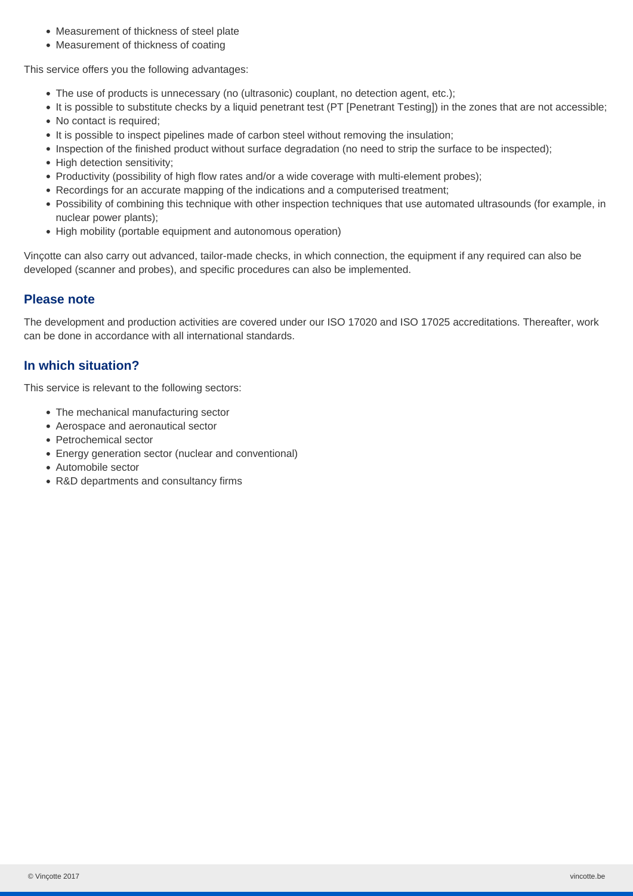- Measurement of thickness of steel plate
- Measurement of thickness of coating

This service offers you the following advantages:

- The use of products is unnecessary (no (ultrasonic) couplant, no detection agent, etc.);
- It is possible to substitute checks by a liquid penetrant test (PT [Penetrant Testing]) in the zones that are not accessible;
- No contact is required;
- It is possible to inspect pipelines made of carbon steel without removing the insulation;
- Inspection of the finished product without surface degradation (no need to strip the surface to be inspected);
- High detection sensitivity;
- Productivity (possibility of high flow rates and/or a wide coverage with multi-element probes);
- Recordings for an accurate mapping of the indications and a computerised treatment;
- Possibility of combining this technique with other inspection techniques that use automated ultrasounds (for example, in nuclear power plants);
- High mobility (portable equipment and autonomous operation)

Vinçotte can also carry out advanced, tailor-made checks, in which connection, the equipment if any required can also be developed (scanner and probes), and specific procedures can also be implemented.

## Please note

The development and production activities are covered under our ISO 17020 and ISO 17025 accreditations. Thereafter, work can be done in accordance with all international standards.

## In which situation?

This service is relevant to the following sectors:

- The mechanical manufacturing sector
- Aerospace and aeronautical sector
- Petrochemical sector
- Energy generation sector (nuclear and conventional)
- Automobile sector
- R&D departments and consultancy firms